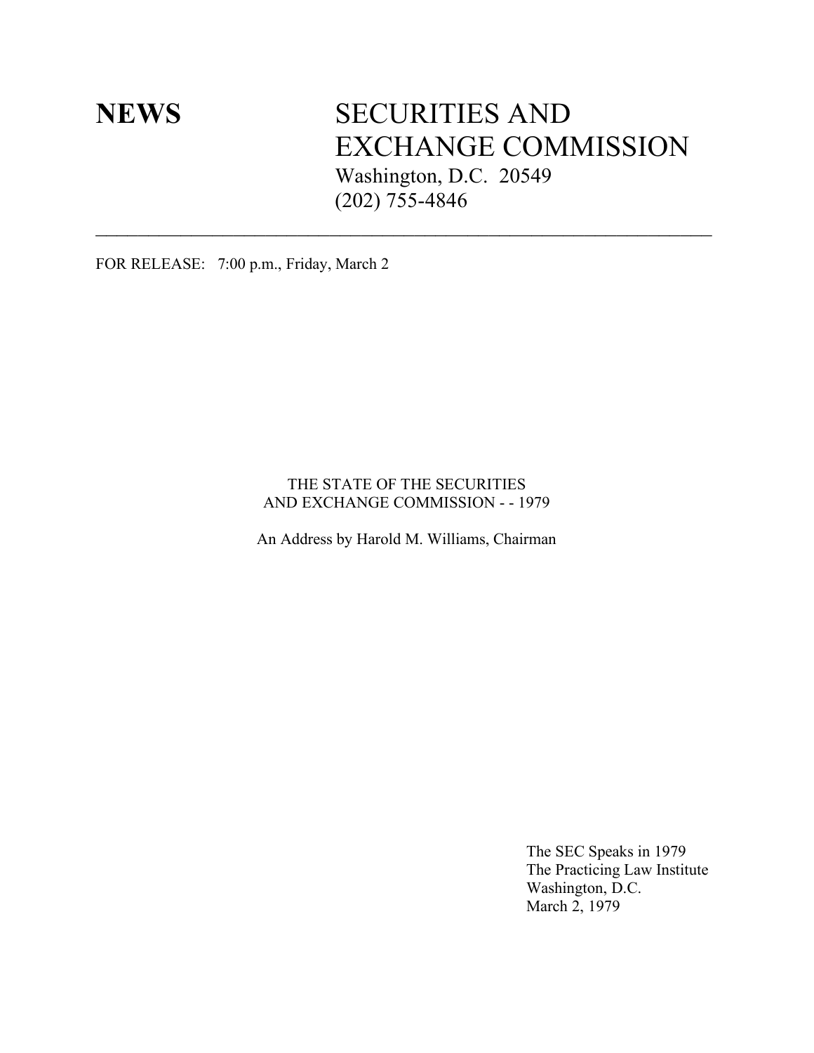**NEWS** SECURITIES AND EXCHANGE COMMISSION
Washington, D.C. 20549
(202) 755-4846

---

FOR RELEASE: 7:00 p.m., Friday, March 2

# THE STATE OF THE SECURITIES AND EXCHANGE COMMISSION - - 1979

An Address by Harold M. Williams, Chairman

The SEC Speaks in 1979
The Practicing Law Institute
Washington, D.C.
March 2, 1979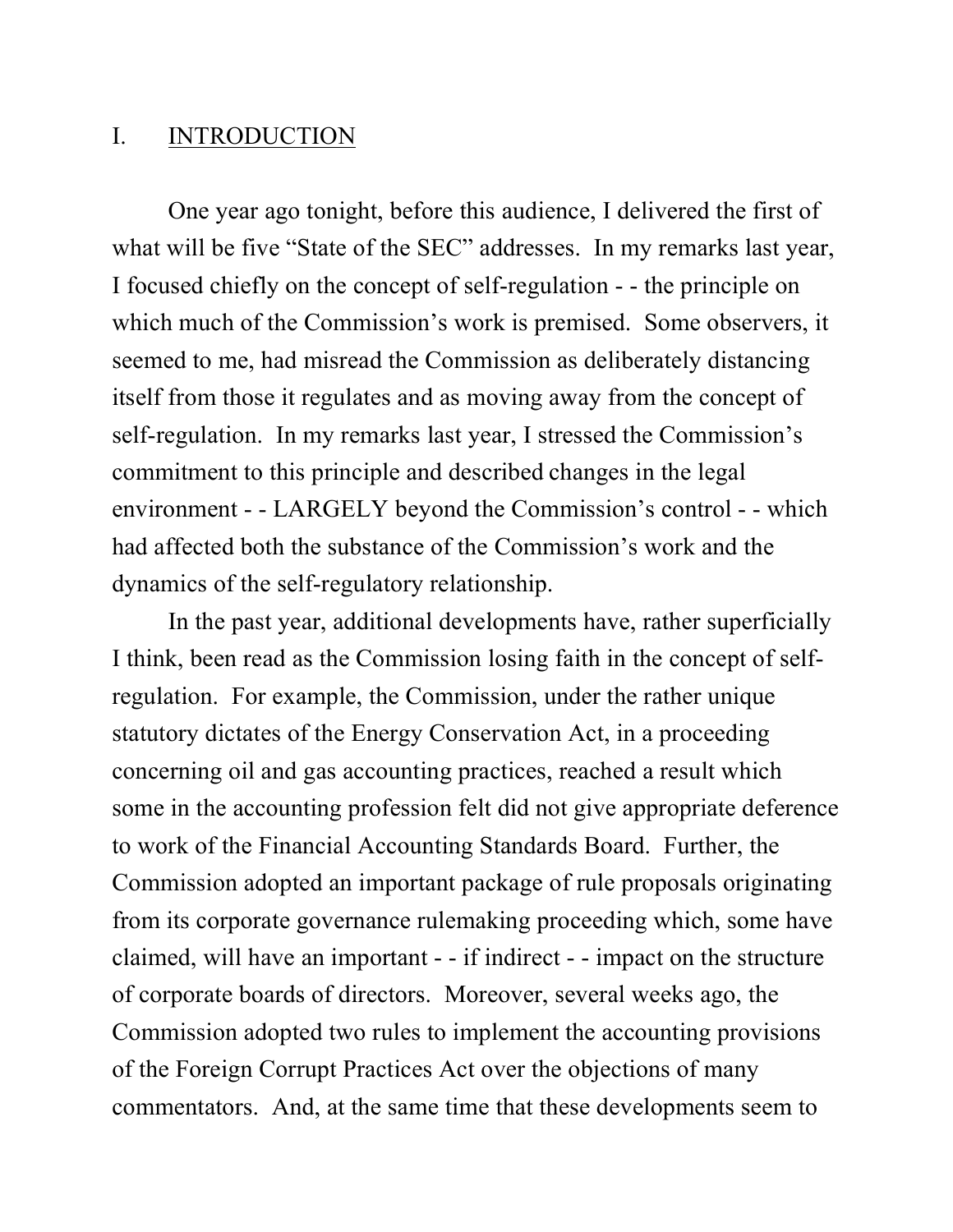## I. INTRODUCTION

One year ago tonight, before this audience, I delivered the first of what will be five "State of the SEC" addresses. In my remarks last year, I focused chiefly on the concept of self-regulation - - the principle on which much of the Commission's work is premised. Some observers, it seemed to me, had misread the Commission as deliberately distancing itself from those it regulates and as moving away from the concept of self-regulation. In my remarks last year, I stressed the Commission's commitment to this principle and described changes in the legal environment - - LARGELY beyond the Commission's control - - which had affected both the substance of the Commission's work and the dynamics of the self-regulatory relationship.

In the past year, additional developments have, rather superficially I think, been read as the Commission losing faith in the concept of self-regulation. For example, the Commission, under the rather unique statutory dictates of the Energy Conservation Act, in a proceeding concerning oil and gas accounting practices, reached a result which some in the accounting profession felt did not give appropriate deference to work of the Financial Accounting Standards Board. Further, the Commission adopted an important package of rule proposals originating from its corporate governance rulemaking proceeding which, some have claimed, will have an important - - if indirect - - impact on the structure of corporate boards of directors. Moreover, several weeks ago, the Commission adopted two rules to implement the accounting provisions of the Foreign Corrupt Practices Act over the objections of many commentators. And, at the same time that these developments seem to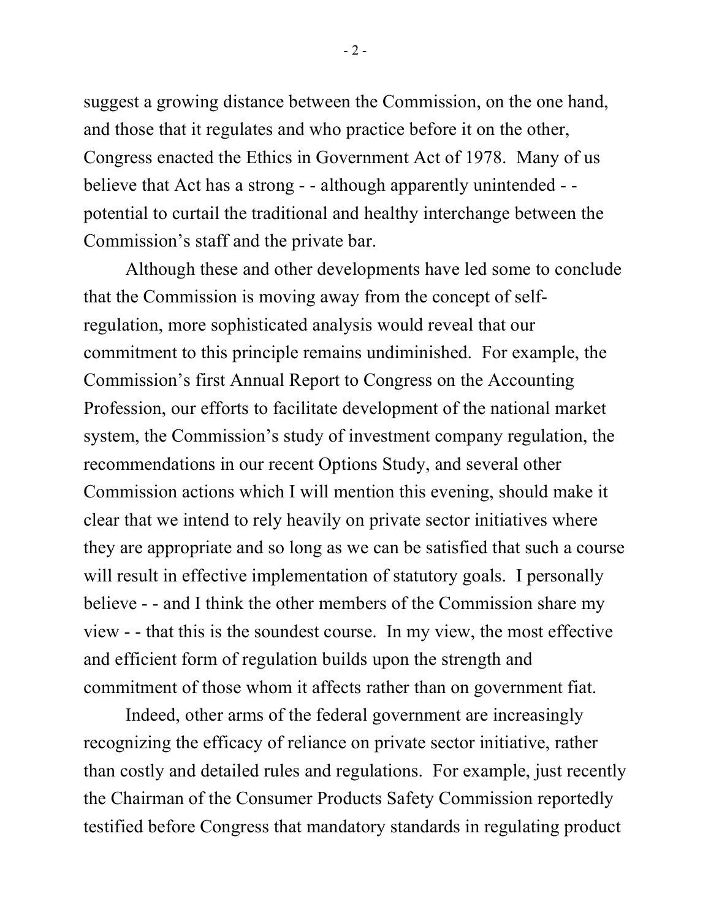suggest a growing distance between the Commission, on the one hand, and those that it regulates and who practice before it on the other, Congress enacted the Ethics in Government Act of 1978. Many of us believe that Act has a strong - - although apparently unintended - - potential to curtail the traditional and healthy interchange between the Commission's staff and the private bar.

Although these and other developments have led some to conclude that the Commission is moving away from the concept of self-regulation, more sophisticated analysis would reveal that our commitment to this principle remains undiminished. For example, the Commission's first Annual Report to Congress on the Accounting Profession, our efforts to facilitate development of the national market system, the Commission's study of investment company regulation, the recommendations in our recent Options Study, and several other Commission actions which I will mention this evening, should make it clear that we intend to rely heavily on private sector initiatives where they are appropriate and so long as we can be satisfied that such a course will result in effective implementation of statutory goals. I personally believe - - and I think the other members of the Commission share my view - - that this is the soundest course. In my view, the most effective and efficient form of regulation builds upon the strength and commitment of those whom it affects rather than on government fiat.

Indeed, other arms of the federal government are increasingly recognizing the efficacy of reliance on private sector initiative, rather than costly and detailed rules and regulations. For example, just recently the Chairman of the Consumer Products Safety Commission reportedly testified before Congress that mandatory standards in regulating product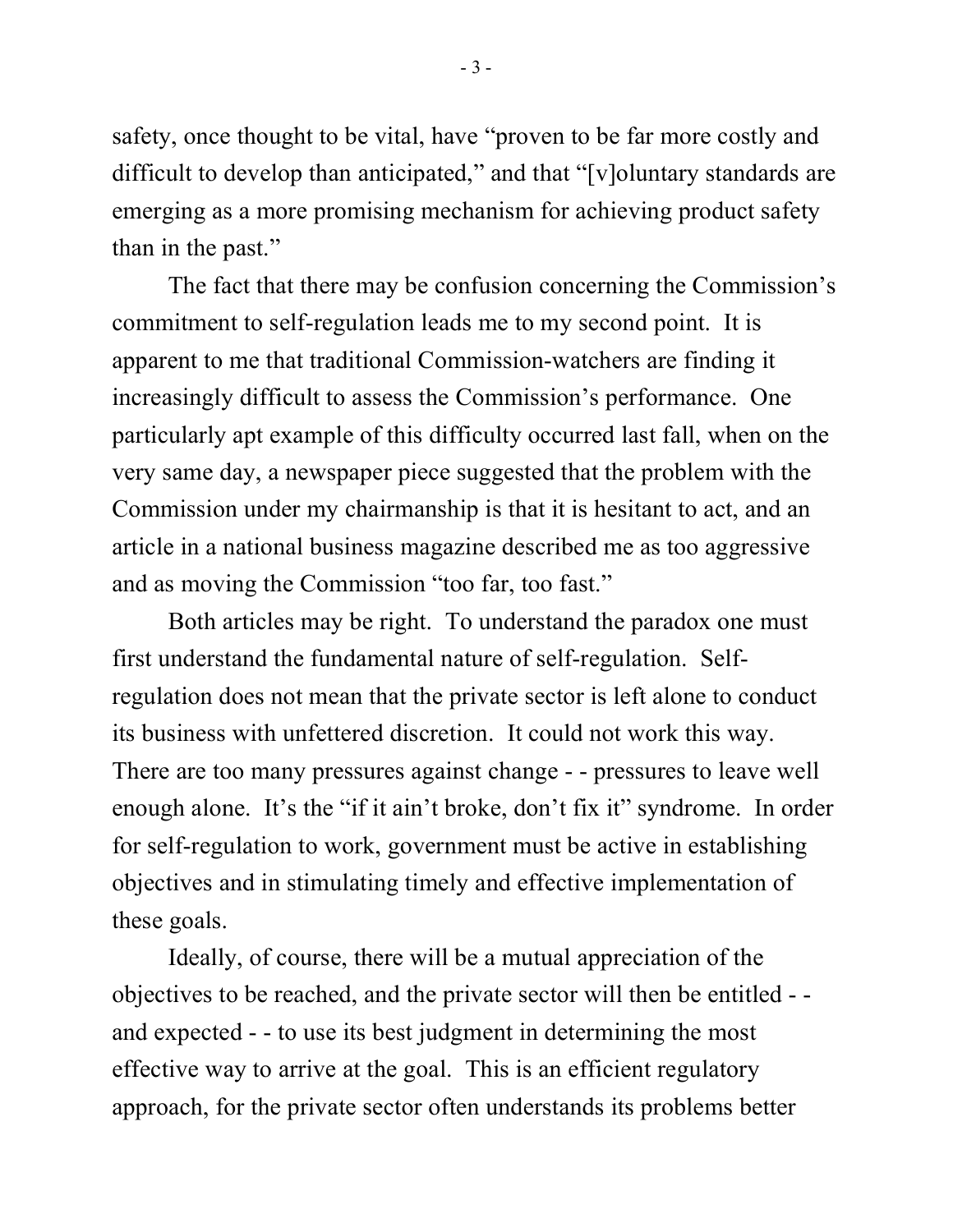safety, once thought to be vital, have "proven to be far more costly and difficult to develop than anticipated," and that "[v]oluntary standards are emerging as a more promising mechanism for achieving product safety than in the past."

The fact that there may be confusion concerning the Commission's commitment to self-regulation leads me to my second point. It is apparent to me that traditional Commission-watchers are finding it increasingly difficult to assess the Commission's performance. One particularly apt example of this difficulty occurred last fall, when on the very same day, a newspaper piece suggested that the problem with the Commission under my chairmanship is that it is hesitant to act, and an article in a national business magazine described me as too aggressive and as moving the Commission "too far, too fast."

Both articles may be right. To understand the paradox one must first understand the fundamental nature of self-regulation. Self-regulation does not mean that the private sector is left alone to conduct its business with unfettered discretion. It could not work this way. There are too many pressures against change - - pressures to leave well enough alone. It's the "if it ain't broke, don't fix it" syndrome. In order for self-regulation to work, government must be active in establishing objectives and in stimulating timely and effective implementation of these goals.

Ideally, of course, there will be a mutual appreciation of the objectives to be reached, and the private sector will then be entitled - - and expected - - to use its best judgment in determining the most effective way to arrive at the goal. This is an efficient regulatory approach, for the private sector often understands its problems better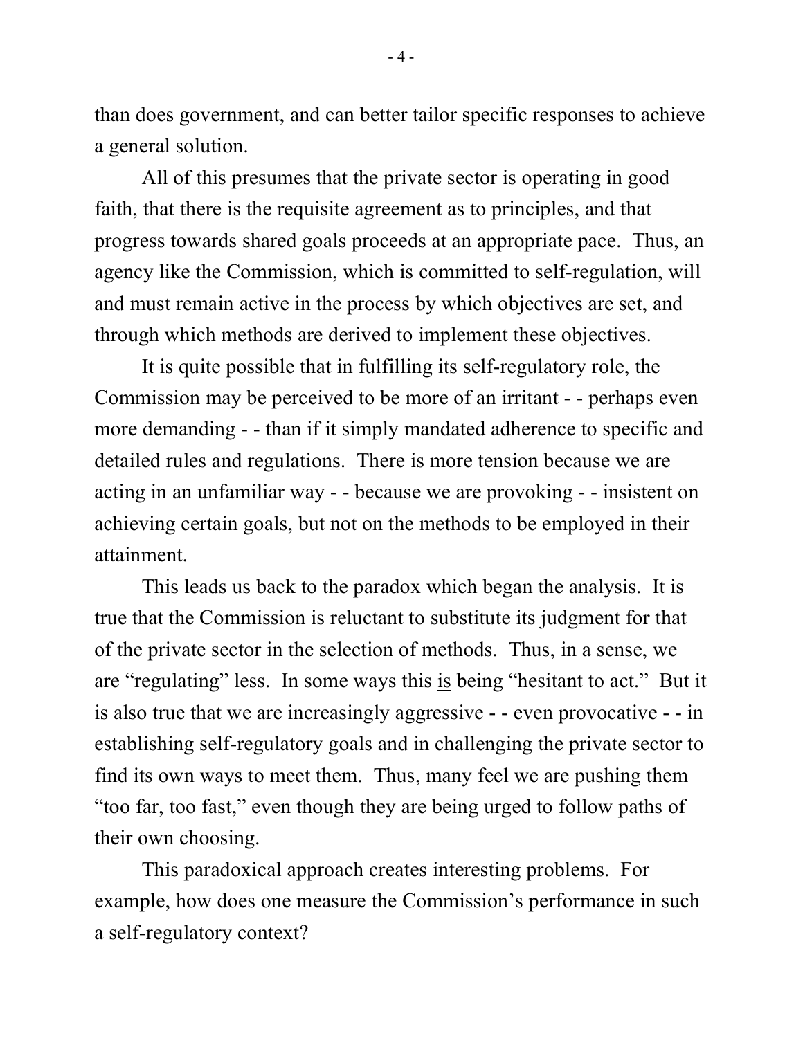than does government, and can better tailor specific responses to achieve a general solution.

All of this presumes that the private sector is operating in good faith, that there is the requisite agreement as to principles, and that progress towards shared goals proceeds at an appropriate pace. Thus, an agency like the Commission, which is committed to self-regulation, will and must remain active in the process by which objectives are set, and through which methods are derived to implement these objectives.

It is quite possible that in fulfilling its self-regulatory role, the Commission may be perceived to be more of an irritant - - perhaps even more demanding - - than if it simply mandated adherence to specific and detailed rules and regulations. There is more tension because we are acting in an unfamiliar way - - because we are provoking - - insistent on achieving certain goals, but not on the methods to be employed in their attainment.

This leads us back to the paradox which began the analysis. It is true that the Commission is reluctant to substitute its judgment for that of the private sector in the selection of methods. Thus, in a sense, we are "regulating" less. In some ways this <u>is</u> being "hesitant to act." But it is also true that we are increasingly aggressive - - even provocative - - in establishing self-regulatory goals and in challenging the private sector to find its own ways to meet them. Thus, many feel we are pushing them "too far, too fast," even though they are being urged to follow paths of their own choosing.

This paradoxical approach creates interesting problems. For example, how does one measure the Commission's performance in such a self-regulatory context?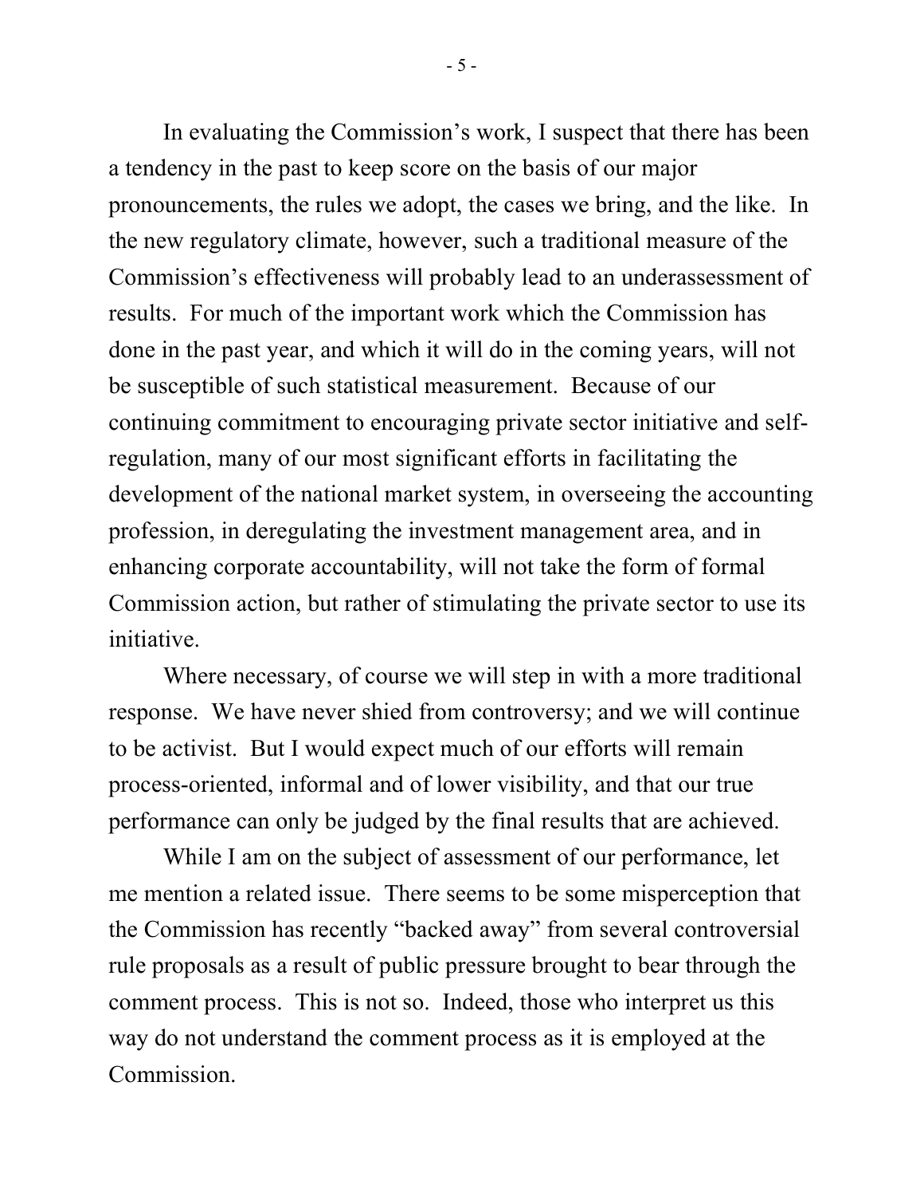In evaluating the Commission's work, I suspect that there has been a tendency in the past to keep score on the basis of our major pronouncements, the rules we adopt, the cases we bring, and the like. In the new regulatory climate, however, such a traditional measure of the Commission's effectiveness will probably lead to an underassessment of results. For much of the important work which the Commission has done in the past year, and which it will do in the coming years, will not be susceptible of such statistical measurement. Because of our continuing commitment to encouraging private sector initiative and self-regulation, many of our most significant efforts in facilitating the development of the national market system, in overseeing the accounting profession, in deregulating the investment management area, and in enhancing corporate accountability, will not take the form of formal Commission action, but rather of stimulating the private sector to use its initiative.

Where necessary, of course we will step in with a more traditional response. We have never shied from controversy; and we will continue to be activist. But I would expect much of our efforts will remain process-oriented, informal and of lower visibility, and that our true performance can only be judged by the final results that are achieved.

While I am on the subject of assessment of our performance, let me mention a related issue. There seems to be some misperception that the Commission has recently "backed away" from several controversial rule proposals as a result of public pressure brought to bear through the comment process. This is not so. Indeed, those who interpret us this way do not understand the comment process as it is employed at the Commission.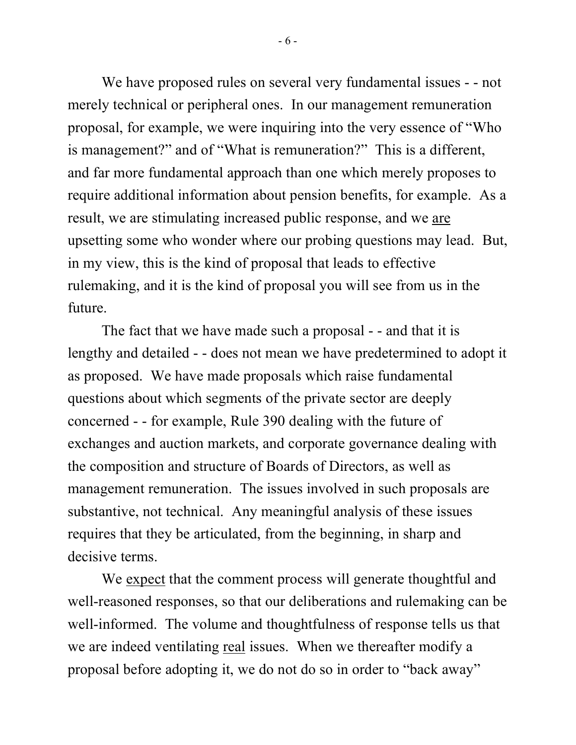We have proposed rules on several very fundamental issues - - not merely technical or peripheral ones. In our management remuneration proposal, for example, we were inquiring into the very essence of "Who is management?" and of "What is remuneration?" This is a different, and far more fundamental approach than one which merely proposes to require additional information about pension benefits, for example. As a result, we are stimulating increased public response, and we <u>are</u> upsetting some who wonder where our probing questions may lead. But, in my view, this is the kind of proposal that leads to effective rulemaking, and it is the kind of proposal you will see from us in the future.

The fact that we have made such a proposal - - and that it is lengthy and detailed - - does not mean we have predetermined to adopt it as proposed. We have made proposals which raise fundamental questions about which segments of the private sector are deeply concerned - - for example, Rule 390 dealing with the future of exchanges and auction markets, and corporate governance dealing with the composition and structure of Boards of Directors, as well as management remuneration. The issues involved in such proposals are substantive, not technical. Any meaningful analysis of these issues requires that they be articulated, from the beginning, in sharp and decisive terms.

We <u>expect</u> that the comment process will generate thoughtful and well-reasoned responses, so that our deliberations and rulemaking can be well-informed. The volume and thoughtfulness of response tells us that we are indeed ventilating <u>real</u> issues. When we thereafter modify a proposal before adopting it, we do not do so in order to "back away"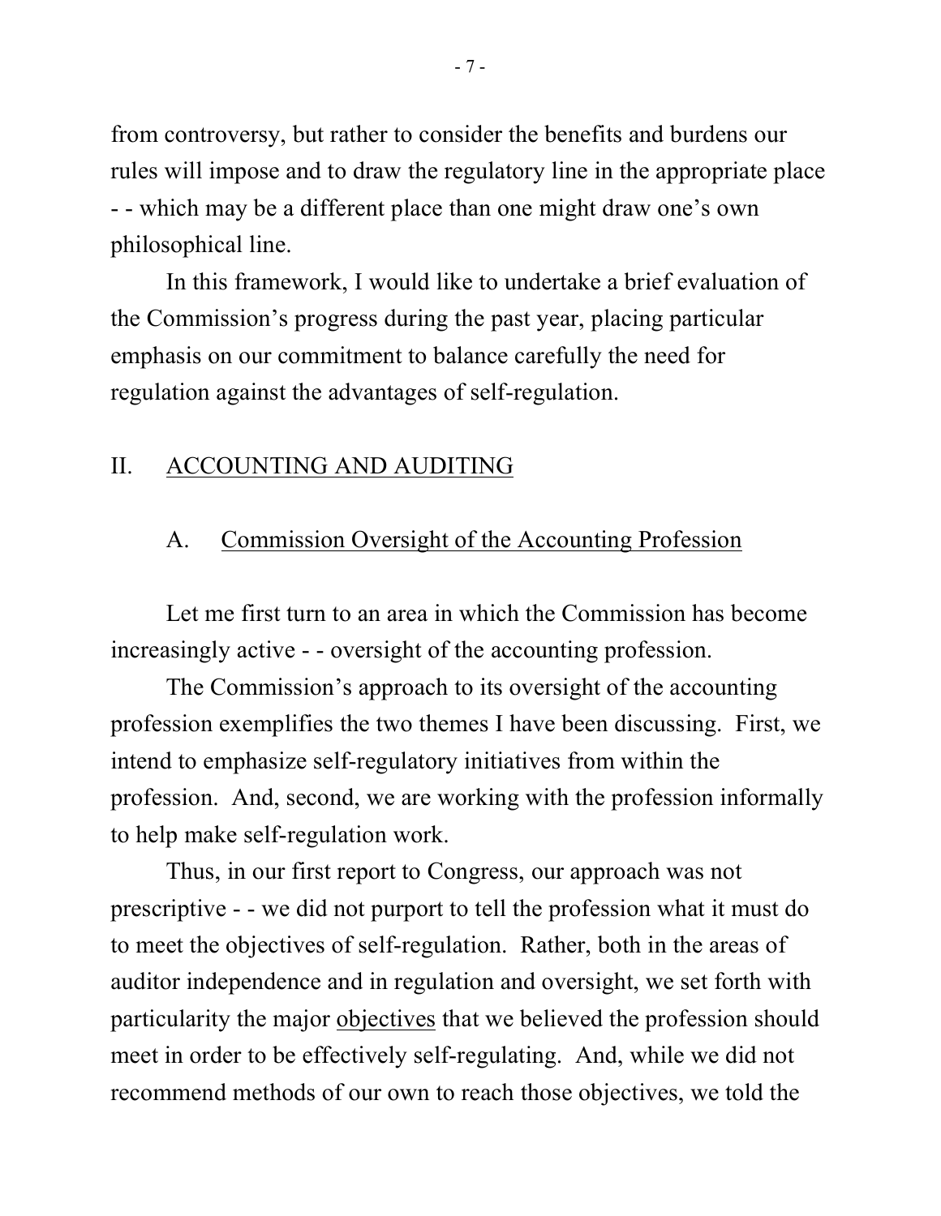from controversy, but rather to consider the benefits and burdens our rules will impose and to draw the regulatory line in the appropriate place - - which may be a different place than one might draw one's own philosophical line.

In this framework, I would like to undertake a brief evaluation of the Commission's progress during the past year, placing particular emphasis on our commitment to balance carefully the need for regulation against the advantages of self-regulation.

## II. ACCOUNTING AND AUDITING

### A. Commission Oversight of the Accounting Profession

Let me first turn to an area in which the Commission has become increasingly active - - oversight of the accounting profession.

The Commission's approach to its oversight of the accounting profession exemplifies the two themes I have been discussing. First, we intend to emphasize self-regulatory initiatives from within the profession. And, second, we are working with the profession informally to help make self-regulation work.

Thus, in our first report to Congress, our approach was not prescriptive - - we did not purport to tell the profession what it must do to meet the objectives of self-regulation. Rather, both in the areas of auditor independence and in regulation and oversight, we set forth with particularity the major objectives that we believed the profession should meet in order to be effectively self-regulating. And, while we did not recommend methods of our own to reach those objectives, we told the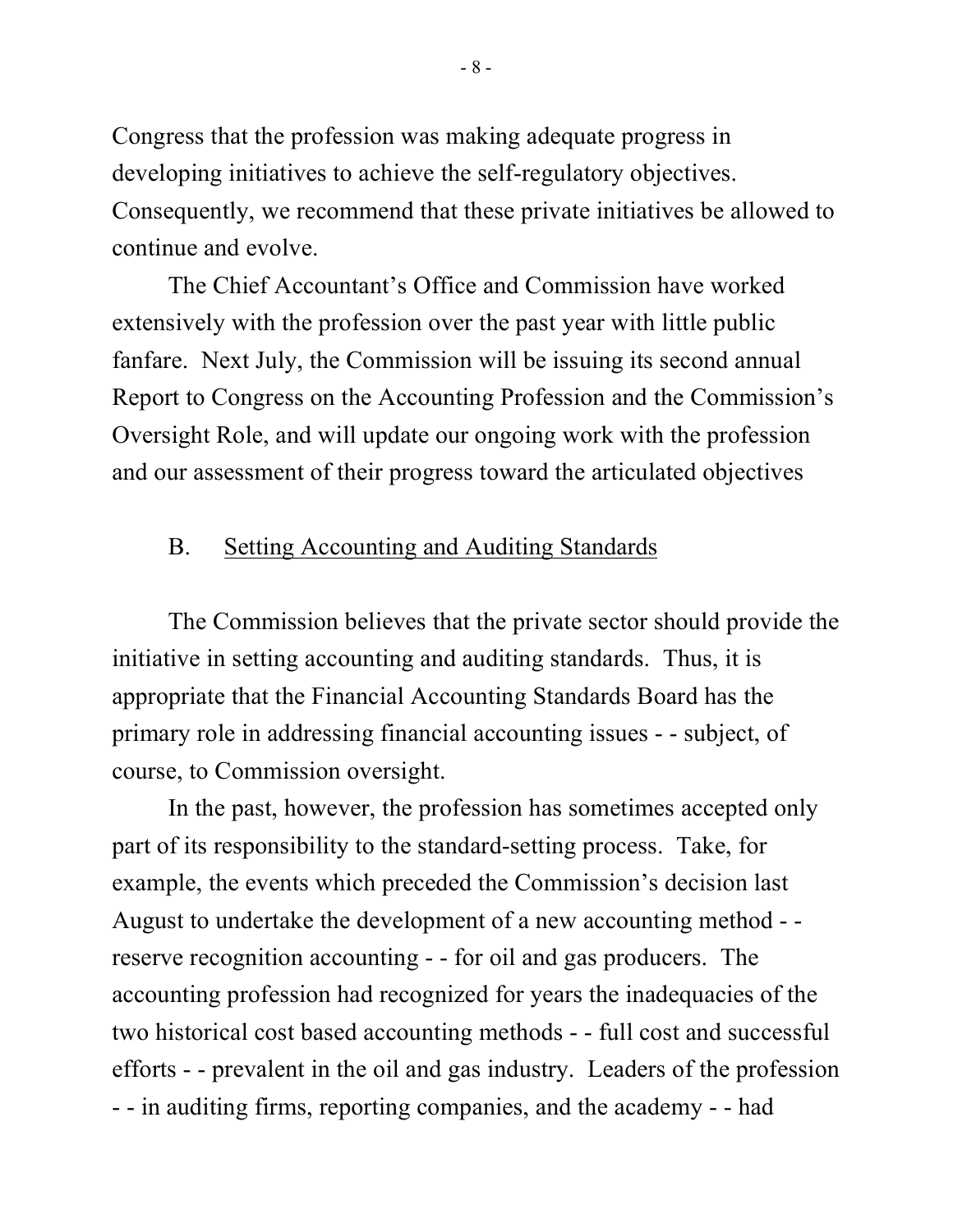Congress that the profession was making adequate progress in developing initiatives to achieve the self-regulatory objectives. Consequently, we recommend that these private initiatives be allowed to continue and evolve.

The Chief Accountant's Office and Commission have worked extensively with the profession over the past year with little public fanfare. Next July, the Commission will be issuing its second annual Report to Congress on the Accounting Profession and the Commission's Oversight Role, and will update our ongoing work with the profession and our assessment of their progress toward the articulated objectives

B. <u>Setting Accounting and Auditing Standards</u>

The Commission believes that the private sector should provide the initiative in setting accounting and auditing standards. Thus, it is appropriate that the Financial Accounting Standards Board has the primary role in addressing financial accounting issues - - subject, of course, to Commission oversight.

In the past, however, the profession has sometimes accepted only part of its responsibility to the standard-setting process. Take, for example, the events which preceded the Commission's decision last August to undertake the development of a new accounting method - - reserve recognition accounting - - for oil and gas producers. The accounting profession had recognized for years the inadequacies of the two historical cost based accounting methods - - full cost and successful efforts - - prevalent in the oil and gas industry. Leaders of the profession - - in auditing firms, reporting companies, and the academy - - had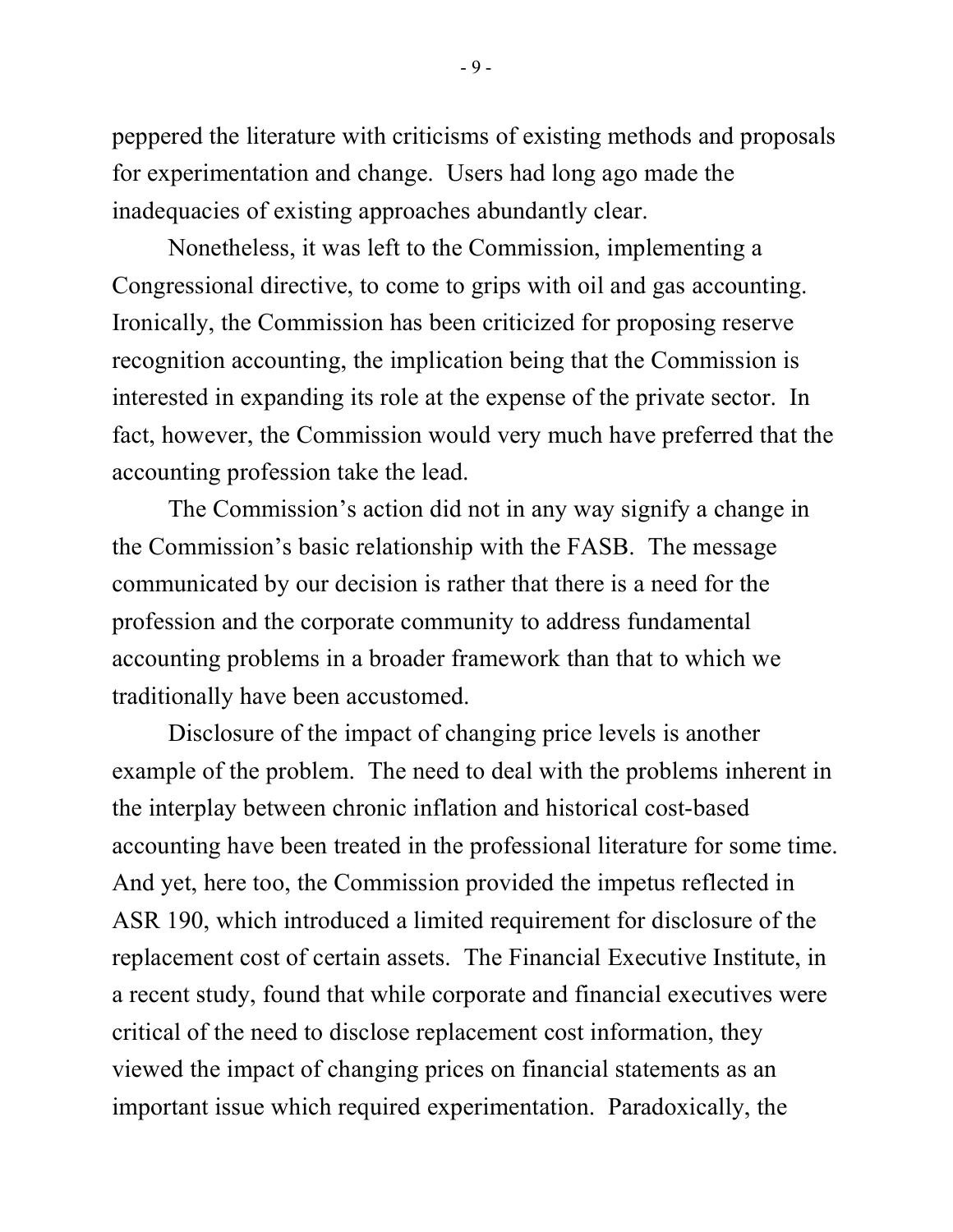peppered the literature with criticisms of existing methods and proposals for experimentation and change. Users had long ago made the inadequacies of existing approaches abundantly clear.

Nonetheless, it was left to the Commission, implementing a Congressional directive, to come to grips with oil and gas accounting. Ironically, the Commission has been criticized for proposing reserve recognition accounting, the implication being that the Commission is interested in expanding its role at the expense of the private sector. In fact, however, the Commission would very much have preferred that the accounting profession take the lead.

The Commission's action did not in any way signify a change in the Commission's basic relationship with the FASB. The message communicated by our decision is rather that there is a need for the profession and the corporate community to address fundamental accounting problems in a broader framework than that to which we traditionally have been accustomed.

Disclosure of the impact of changing price levels is another example of the problem. The need to deal with the problems inherent in the interplay between chronic inflation and historical cost-based accounting have been treated in the professional literature for some time. And yet, here too, the Commission provided the impetus reflected in ASR 190, which introduced a limited requirement for disclosure of the replacement cost of certain assets. The Financial Executive Institute, in a recent study, found that while corporate and financial executives were critical of the need to disclose replacement cost information, they viewed the impact of changing prices on financial statements as an important issue which required experimentation. Paradoxically, the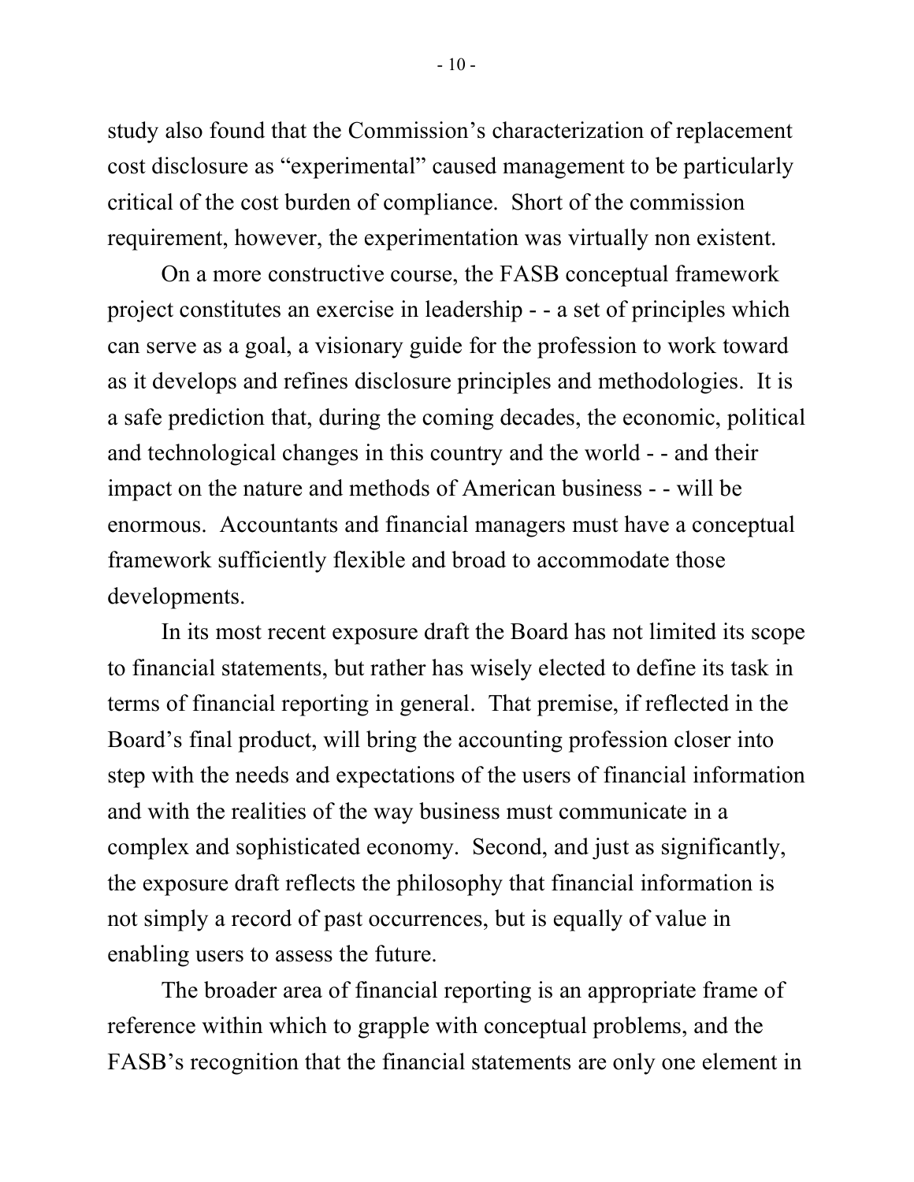study also found that the Commission's characterization of replacement cost disclosure as "experimental" caused management to be particularly critical of the cost burden of compliance. Short of the commission requirement, however, the experimentation was virtually non existent.

On a more constructive course, the FASB conceptual framework project constitutes an exercise in leadership - - a set of principles which can serve as a goal, a visionary guide for the profession to work toward as it develops and refines disclosure principles and methodologies. It is a safe prediction that, during the coming decades, the economic, political and technological changes in this country and the world - - and their impact on the nature and methods of American business - - will be enormous. Accountants and financial managers must have a conceptual framework sufficiently flexible and broad to accommodate those developments.

In its most recent exposure draft the Board has not limited its scope to financial statements, but rather has wisely elected to define its task in terms of financial reporting in general. That premise, if reflected in the Board's final product, will bring the accounting profession closer into step with the needs and expectations of the users of financial information and with the realities of the way business must communicate in a complex and sophisticated economy. Second, and just as significantly, the exposure draft reflects the philosophy that financial information is not simply a record of past occurrences, but is equally of value in enabling users to assess the future.

The broader area of financial reporting is an appropriate frame of reference within which to grapple with conceptual problems, and the FASB's recognition that the financial statements are only one element in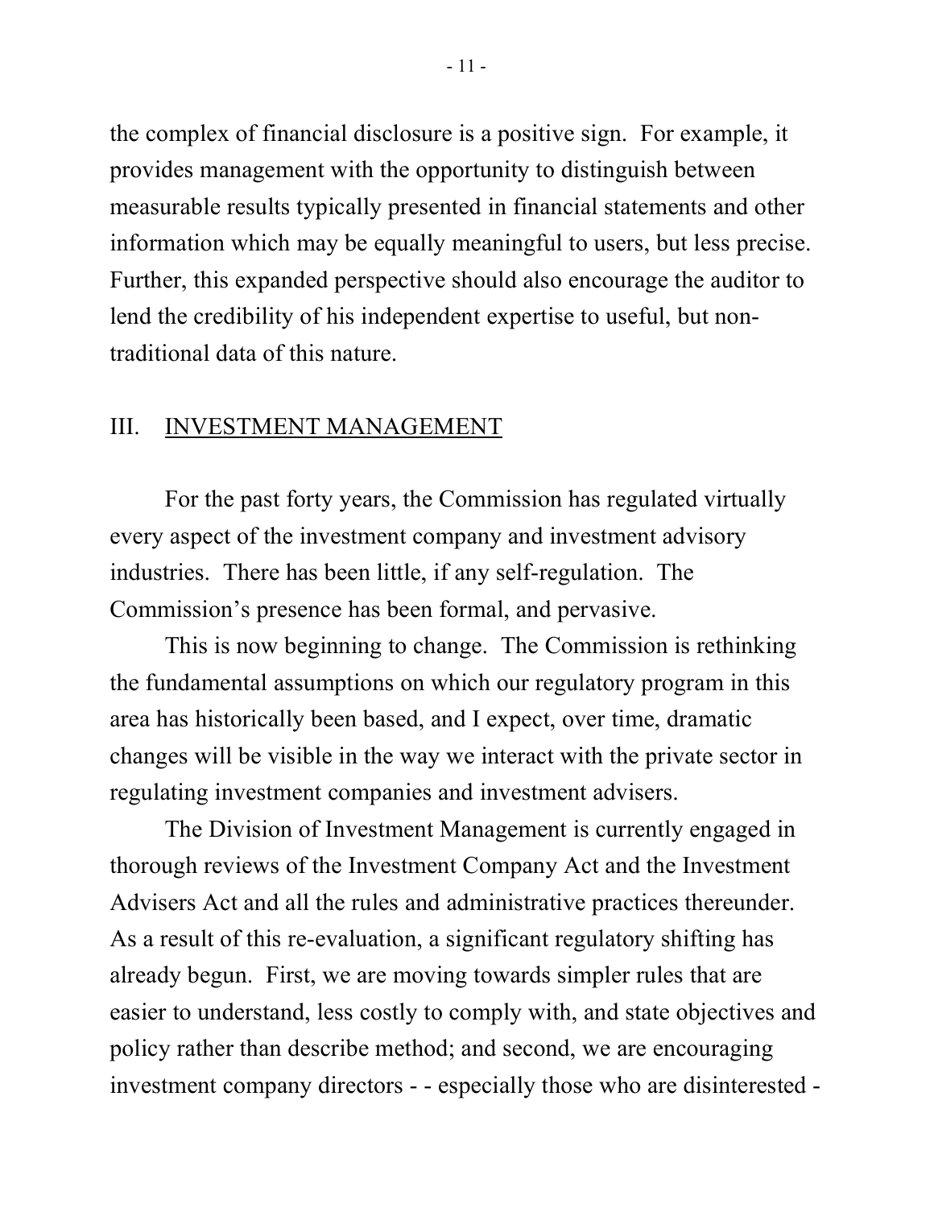the complex of financial disclosure is a positive sign. For example, it provides management with the opportunity to distinguish between measurable results typically presented in financial statements and other information which may be equally meaningful to users, but less precise. Further, this expanded perspective should also encourage the auditor to lend the credibility of his independent expertise to useful, but non-traditional data of this nature.

## III. INVESTMENT MANAGEMENT

For the past forty years, the Commission has regulated virtually every aspect of the investment company and investment advisory industries. There has been little, if any self-regulation. The Commission's presence has been formal, and pervasive.

This is now beginning to change. The Commission is rethinking the fundamental assumptions on which our regulatory program in this area has historically been based, and I expect, over time, dramatic changes will be visible in the way we interact with the private sector in regulating investment companies and investment advisers.

The Division of Investment Management is currently engaged in thorough reviews of the Investment Company Act and the Investment Advisers Act and all the rules and administrative practices thereunder. As a result of this re-evaluation, a significant regulatory shifting has already begun. First, we are moving towards simpler rules that are easier to understand, less costly to comply with, and state objectives and policy rather than describe method; and second, we are encouraging investment company directors - - especially those who are disinterested -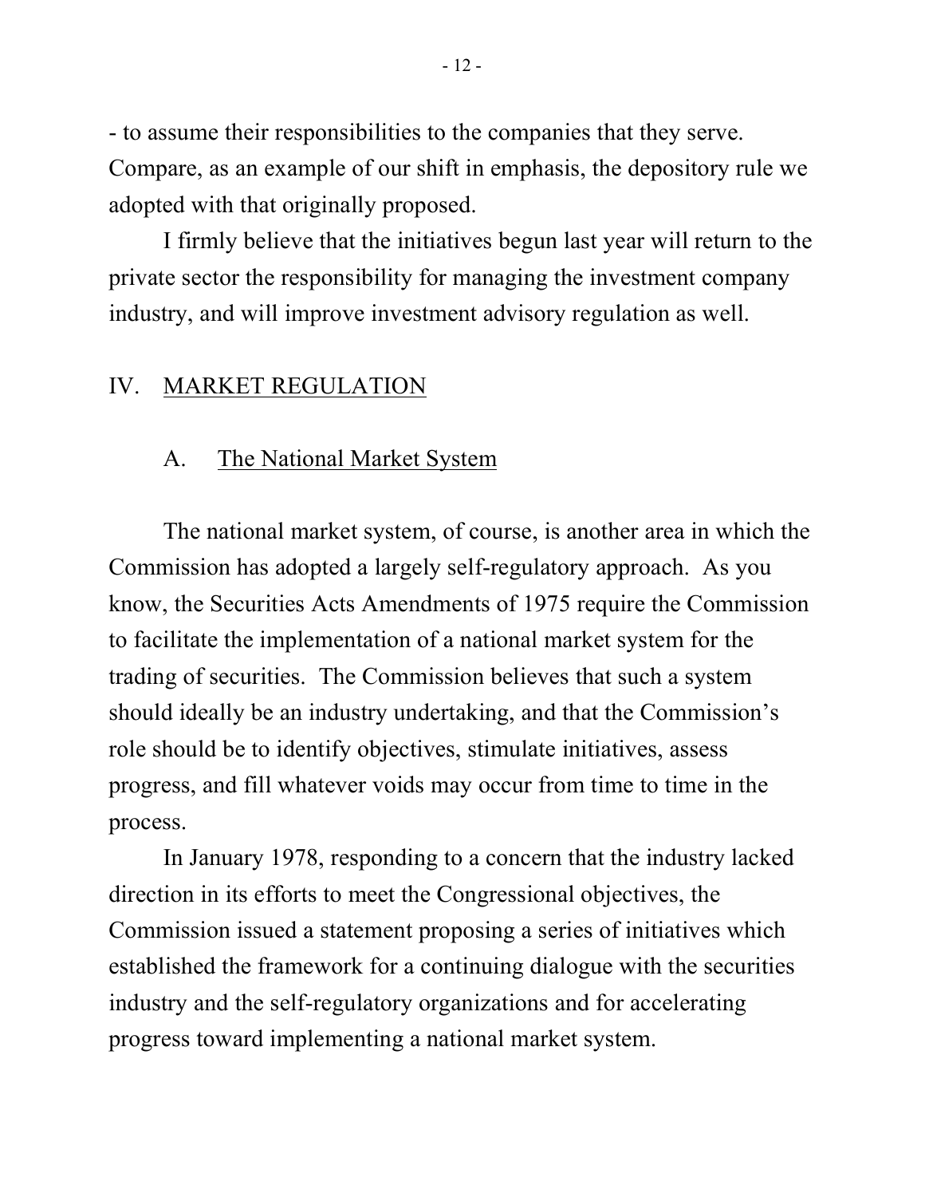- to assume their responsibilities to the companies that they serve. Compare, as an example of our shift in emphasis, the depository rule we adopted with that originally proposed.

I firmly believe that the initiatives begun last year will return to the private sector the responsibility for managing the investment company industry, and will improve investment advisory regulation as well.

## IV. MARKET REGULATION

### A. The National Market System

The national market system, of course, is another area in which the Commission has adopted a largely self-regulatory approach. As you know, the Securities Acts Amendments of 1975 require the Commission to facilitate the implementation of a national market system for the trading of securities. The Commission believes that such a system should ideally be an industry undertaking, and that the Commission's role should be to identify objectives, stimulate initiatives, assess progress, and fill whatever voids may occur from time to time in the process.

In January 1978, responding to a concern that the industry lacked direction in its efforts to meet the Congressional objectives, the Commission issued a statement proposing a series of initiatives which established the framework for a continuing dialogue with the securities industry and the self-regulatory organizations and for accelerating progress toward implementing a national market system.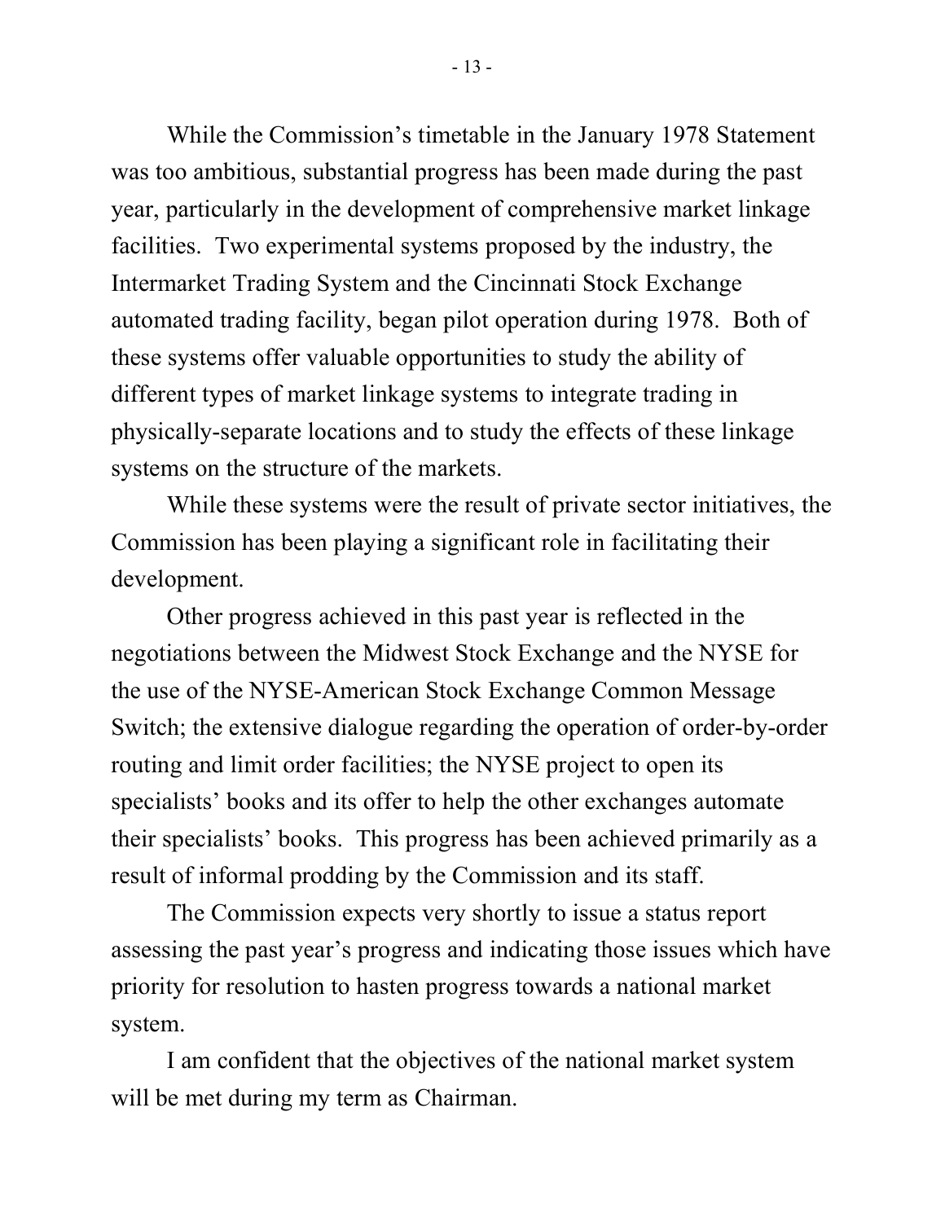While the Commission's timetable in the January 1978 Statement was too ambitious, substantial progress has been made during the past year, particularly in the development of comprehensive market linkage facilities. Two experimental systems proposed by the industry, the Intermarket Trading System and the Cincinnati Stock Exchange automated trading facility, began pilot operation during 1978. Both of these systems offer valuable opportunities to study the ability of different types of market linkage systems to integrate trading in physically-separate locations and to study the effects of these linkage systems on the structure of the markets.

While these systems were the result of private sector initiatives, the Commission has been playing a significant role in facilitating their development.

Other progress achieved in this past year is reflected in the negotiations between the Midwest Stock Exchange and the NYSE for the use of the NYSE-American Stock Exchange Common Message Switch; the extensive dialogue regarding the operation of order-by-order routing and limit order facilities; the NYSE project to open its specialists' books and its offer to help the other exchanges automate their specialists' books. This progress has been achieved primarily as a result of informal prodding by the Commission and its staff.

The Commission expects very shortly to issue a status report assessing the past year's progress and indicating those issues which have priority for resolution to hasten progress towards a national market system.

I am confident that the objectives of the national market system will be met during my term as Chairman.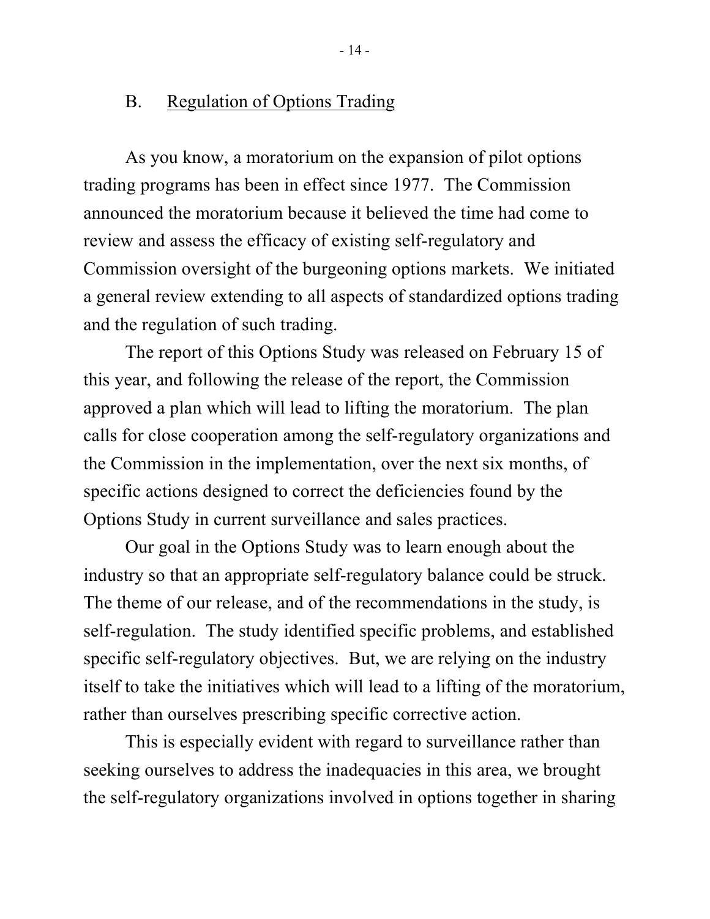## B. Regulation of Options Trading

As you know, a moratorium on the expansion of pilot options trading programs has been in effect since 1977. The Commission announced the moratorium because it believed the time had come to review and assess the efficacy of existing self-regulatory and Commission oversight of the burgeoning options markets. We initiated a general review extending to all aspects of standardized options trading and the regulation of such trading.

The report of this Options Study was released on February 15 of this year, and following the release of the report, the Commission approved a plan which will lead to lifting the moratorium. The plan calls for close cooperation among the self-regulatory organizations and the Commission in the implementation, over the next six months, of specific actions designed to correct the deficiencies found by the Options Study in current surveillance and sales practices.

Our goal in the Options Study was to learn enough about the industry so that an appropriate self-regulatory balance could be struck. The theme of our release, and of the recommendations in the study, is self-regulation. The study identified specific problems, and established specific self-regulatory objectives. But, we are relying on the industry itself to take the initiatives which will lead to a lifting of the moratorium, rather than ourselves prescribing specific corrective action.

This is especially evident with regard to surveillance rather than seeking ourselves to address the inadequacies in this area, we brought the self-regulatory organizations involved in options together in sharing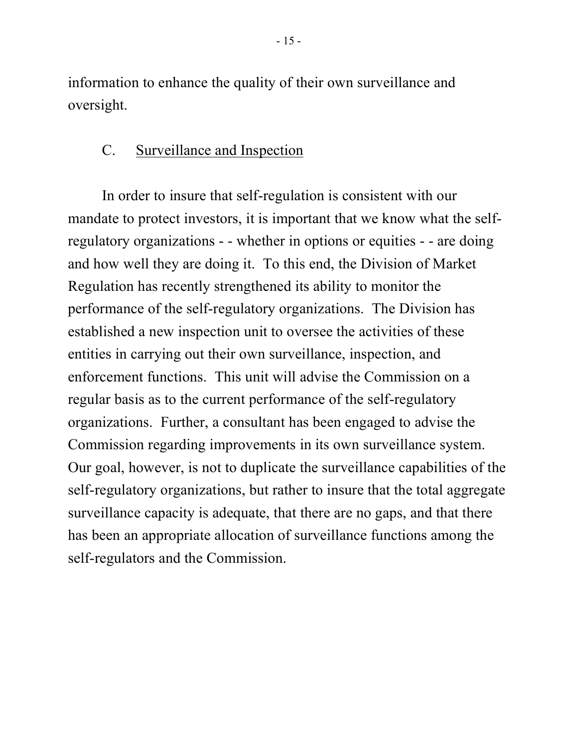information to enhance the quality of their own surveillance and oversight.

### C. Surveillance and Inspection

In order to insure that self-regulation is consistent with our mandate to protect investors, it is important that we know what the self-regulatory organizations - - whether in options or equities - - are doing and how well they are doing it. To this end, the Division of Market Regulation has recently strengthened its ability to monitor the performance of the self-regulatory organizations. The Division has established a new inspection unit to oversee the activities of these entities in carrying out their own surveillance, inspection, and enforcement functions. This unit will advise the Commission on a regular basis as to the current performance of the self-regulatory organizations. Further, a consultant has been engaged to advise the Commission regarding improvements in its own surveillance system. Our goal, however, is not to duplicate the surveillance capabilities of the self-regulatory organizations, but rather to insure that the total aggregate surveillance capacity is adequate, that there are no gaps, and that there has been an appropriate allocation of surveillance functions among the self-regulators and the Commission.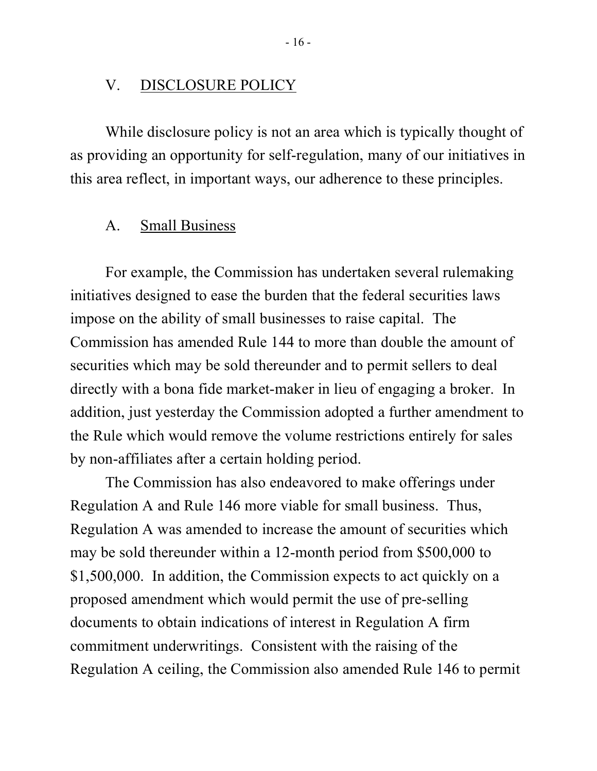## V. DISCLOSURE POLICY

While disclosure policy is not an area which is typically thought of as providing an opportunity for self-regulation, many of our initiatives in this area reflect, in important ways, our adherence to these principles.

### A. Small Business

For example, the Commission has undertaken several rulemaking initiatives designed to ease the burden that the federal securities laws impose on the ability of small businesses to raise capital. The Commission has amended Rule 144 to more than double the amount of securities which may be sold thereunder and to permit sellers to deal directly with a bona fide market-maker in lieu of engaging a broker. In addition, just yesterday the Commission adopted a further amendment to the Rule which would remove the volume restrictions entirely for sales by non-affiliates after a certain holding period.

The Commission has also endeavored to make offerings under Regulation A and Rule 146 more viable for small business. Thus, Regulation A was amended to increase the amount of securities which may be sold thereunder within a 12-month period from $500,000 to $1,500,000. In addition, the Commission expects to act quickly on a proposed amendment which would permit the use of pre-selling documents to obtain indications of interest in Regulation A firm commitment underwritings. Consistent with the raising of the Regulation A ceiling, the Commission also amended Rule 146 to permit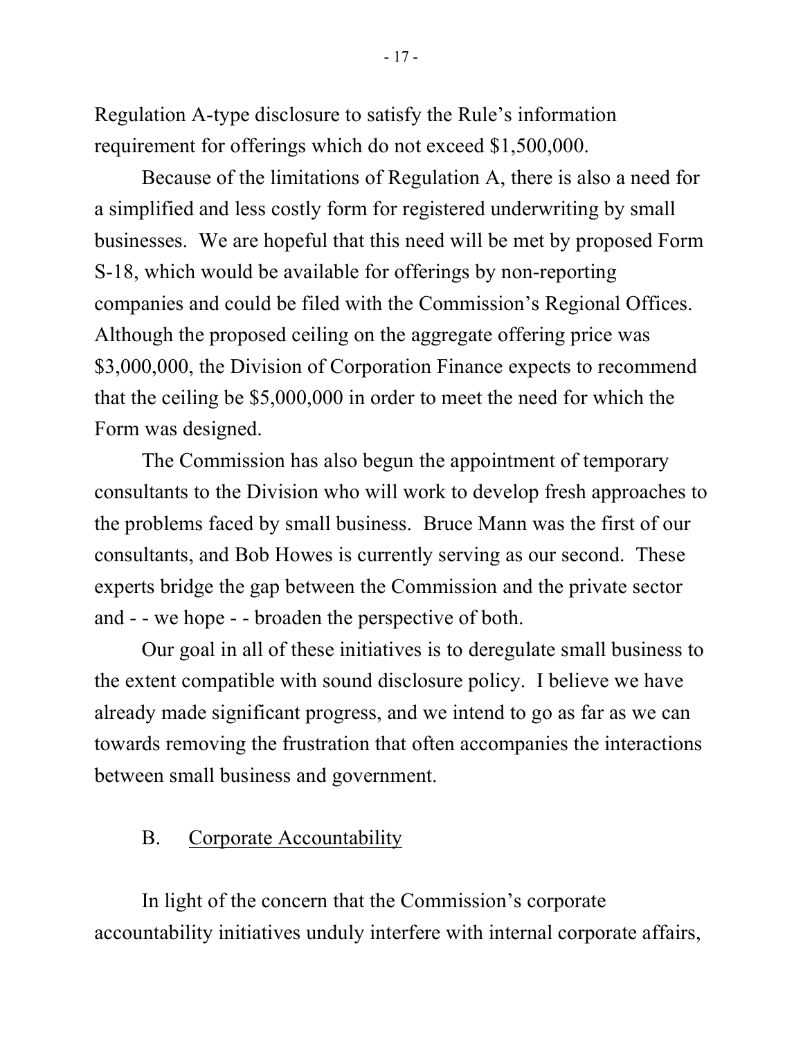Regulation A-type disclosure to satisfy the Rule's information requirement for offerings which do not exceed $1,500,000.

Because of the limitations of Regulation A, there is also a need for a simplified and less costly form for registered underwriting by small businesses. We are hopeful that this need will be met by proposed Form S-18, which would be available for offerings by non-reporting companies and could be filed with the Commission's Regional Offices. Although the proposed ceiling on the aggregate offering price was $3,000,000, the Division of Corporation Finance expects to recommend that the ceiling be $5,000,000 in order to meet the need for which the Form was designed.

The Commission has also begun the appointment of temporary consultants to the Division who will work to develop fresh approaches to the problems faced by small business. Bruce Mann was the first of our consultants, and Bob Howes is currently serving as our second. These experts bridge the gap between the Commission and the private sector and - - we hope - - broaden the perspective of both.

Our goal in all of these initiatives is to deregulate small business to the extent compatible with sound disclosure policy. I believe we have already made significant progress, and we intend to go as far as we can towards removing the frustration that often accompanies the interactions between small business and government.

## B. Corporate Accountability

In light of the concern that the Commission's corporate accountability initiatives unduly interfere with internal corporate affairs,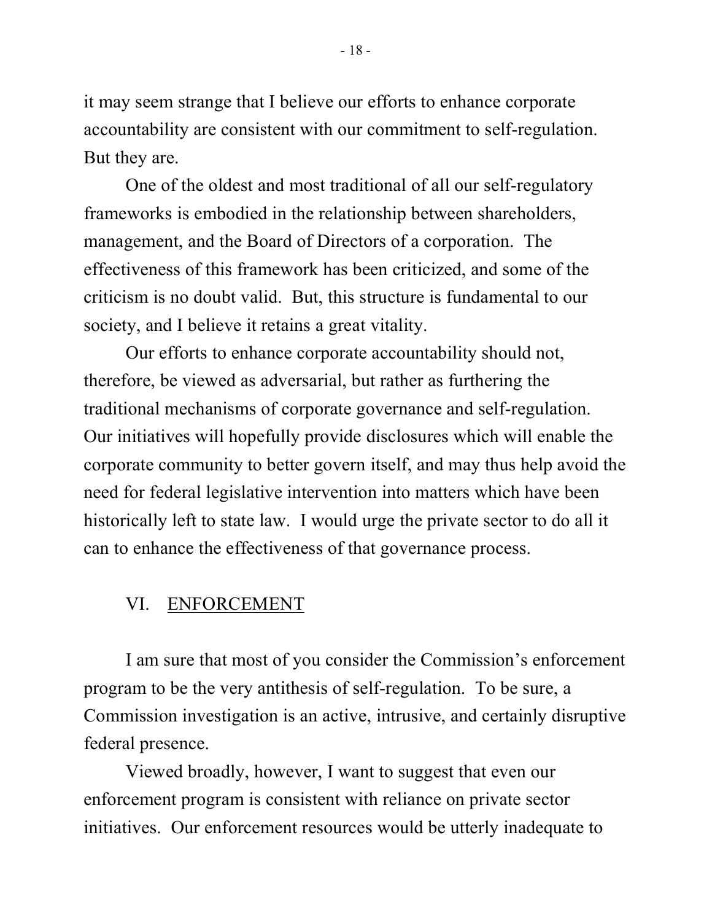it may seem strange that I believe our efforts to enhance corporate accountability are consistent with our commitment to self-regulation. But they are.

One of the oldest and most traditional of all our self-regulatory frameworks is embodied in the relationship between shareholders, management, and the Board of Directors of a corporation. The effectiveness of this framework has been criticized, and some of the criticism is no doubt valid. But, this structure is fundamental to our society, and I believe it retains a great vitality.

Our efforts to enhance corporate accountability should not, therefore, be viewed as adversarial, but rather as furthering the traditional mechanisms of corporate governance and self-regulation. Our initiatives will hopefully provide disclosures which will enable the corporate community to better govern itself, and may thus help avoid the need for federal legislative intervention into matters which have been historically left to state law. I would urge the private sector to do all it can to enhance the effectiveness of that governance process.

## VI. ENFORCEMENT

I am sure that most of you consider the Commission's enforcement program to be the very antithesis of self-regulation. To be sure, a Commission investigation is an active, intrusive, and certainly disruptive federal presence.

Viewed broadly, however, I want to suggest that even our enforcement program is consistent with reliance on private sector initiatives. Our enforcement resources would be utterly inadequate to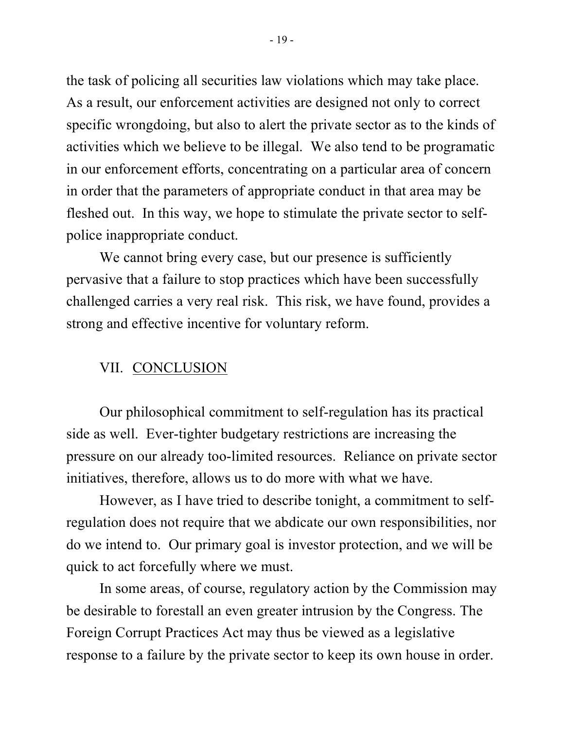the task of policing all securities law violations which may take place. As a result, our enforcement activities are designed not only to correct specific wrongdoing, but also to alert the private sector as to the kinds of activities which we believe to be illegal. We also tend to be programatic in our enforcement efforts, concentrating on a particular area of concern in order that the parameters of appropriate conduct in that area may be fleshed out. In this way, we hope to stimulate the private sector to self-police inappropriate conduct.

We cannot bring every case, but our presence is sufficiently pervasive that a failure to stop practices which have been successfully challenged carries a very real risk. This risk, we have found, provides a strong and effective incentive for voluntary reform.

## VII. CONCLUSION

Our philosophical commitment to self-regulation has its practical side as well. Ever-tighter budgetary restrictions are increasing the pressure on our already too-limited resources. Reliance on private sector initiatives, therefore, allows us to do more with what we have.

However, as I have tried to describe tonight, a commitment to self-regulation does not require that we abdicate our own responsibilities, nor do we intend to. Our primary goal is investor protection, and we will be quick to act forcefully where we must.

In some areas, of course, regulatory action by the Commission may be desirable to forestall an even greater intrusion by the Congress. The Foreign Corrupt Practices Act may thus be viewed as a legislative response to a failure by the private sector to keep its own house in order.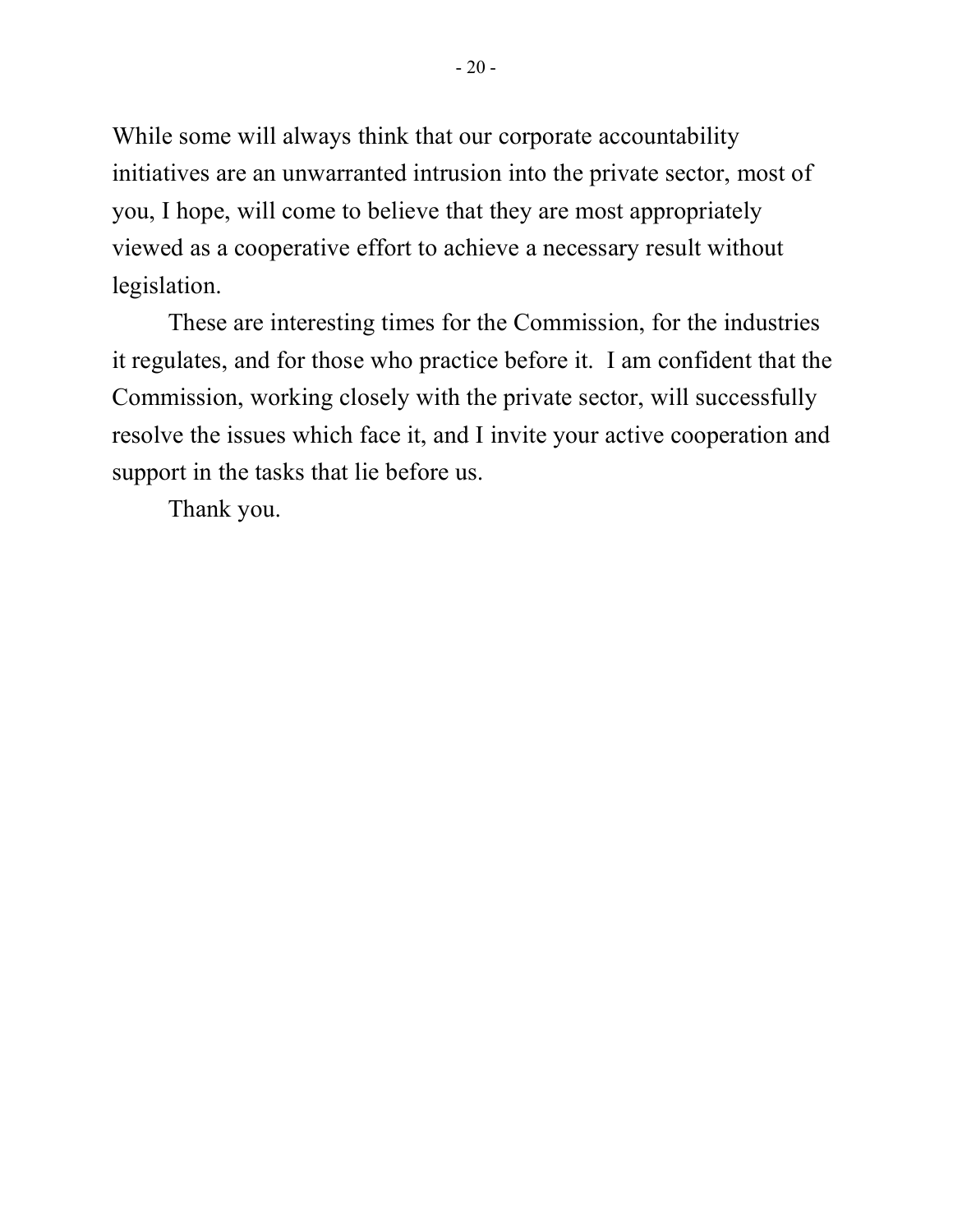While some will always think that our corporate accountability initiatives are an unwarranted intrusion into the private sector, most of you, I hope, will come to believe that they are most appropriately viewed as a cooperative effort to achieve a necessary result without legislation.

These are interesting times for the Commission, for the industries it regulates, and for those who practice before it. I am confident that the Commission, working closely with the private sector, will successfully resolve the issues which face it, and I invite your active cooperation and support in the tasks that lie before us.

Thank you.